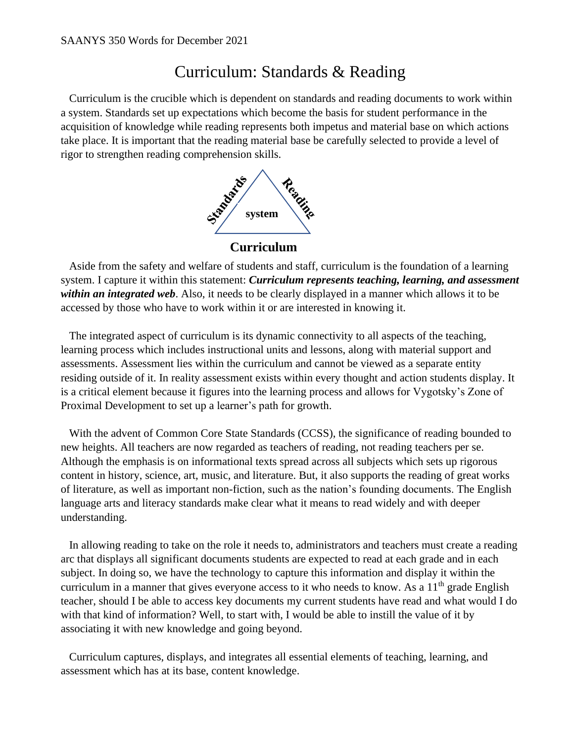SAANYS 350 Words for December 2021

# Curriculum: Standards & Reading

Curriculum is the crucible which is dependent on standards and reading documents to work within a system. Standards set up expectations which become the basis for student performance in the acquisition of knowledge while reading represents both impetus and material base on which actions take place. It is important that the reading material base be carefully selected to provide a level of rigor to strengthen reading comprehension skills.

**Standards** **system** **Reading**

**Curriculum**

Aside from the safety and welfare of students and staff, curriculum is the foundation of a learning system. I capture it within this statement: ***Curriculum represents teaching, learning, and assessment within an integrated web***. Also, it needs to be clearly displayed in a manner which allows it to be accessed by those who have to work within it or are interested in knowing it.

The integrated aspect of curriculum is its dynamic connectivity to all aspects of the teaching, learning process which includes instructional units and lessons, along with material support and assessments. Assessment lies within the curriculum and cannot be viewed as a separate entity residing outside of it. In reality assessment exists within every thought and action students display. It is a critical element because it figures into the learning process and allows for Vygotsky's Zone of Proximal Development to set up a learner's path for growth.

With the advent of Common Core State Standards (CCSS), the significance of reading bounded to new heights. All teachers are now regarded as teachers of reading, not reading teachers per se. Although the emphasis is on informational texts spread across all subjects which sets up rigorous content in history, science, art, music, and literature. But, it also supports the reading of great works of literature, as well as important non-fiction, such as the nation's founding documents. The English language arts and literacy standards make clear what it means to read widely and with deeper understanding.

In allowing reading to take on the role it needs to, administrators and teachers must create a reading arc that displays all significant documents students are expected to read at each grade and in each subject. In doing so, we have the technology to capture this information and display it within the curriculum in a manner that gives everyone access to it who needs to know. As a 11th grade English teacher, should I be able to access key documents my current students have read and what would I do with that kind of information? Well, to start with, I would be able to instill the value of it by associating it with new knowledge and going beyond.

Curriculum captures, displays, and integrates all essential elements of teaching, learning, and assessment which has at its base, content knowledge.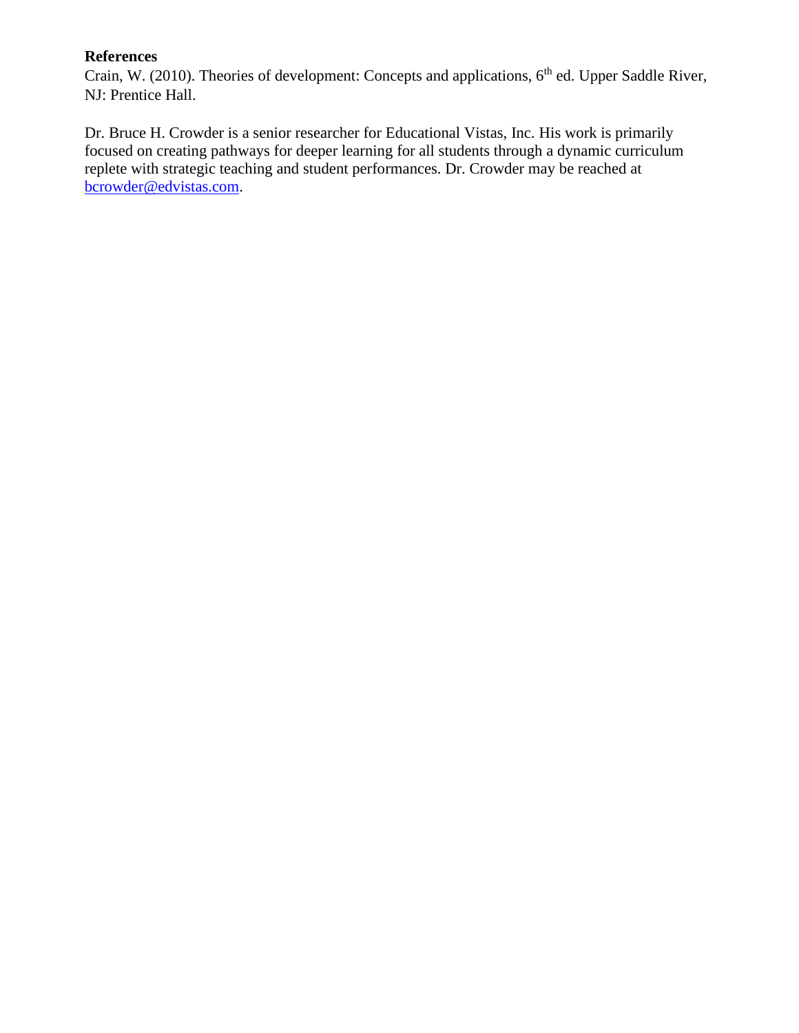**References**

Crain, W. (2010). Theories of development: Concepts and applications, 6th ed. Upper Saddle River, NJ: Prentice Hall.

Dr. Bruce H. Crowder is a senior researcher for Educational Vistas, Inc. His work is primarily focused on creating pathways for deeper learning for all students through a dynamic curriculum replete with strategic teaching and student performances. Dr. Crowder may be reached at bcrowder@edvistas.com.